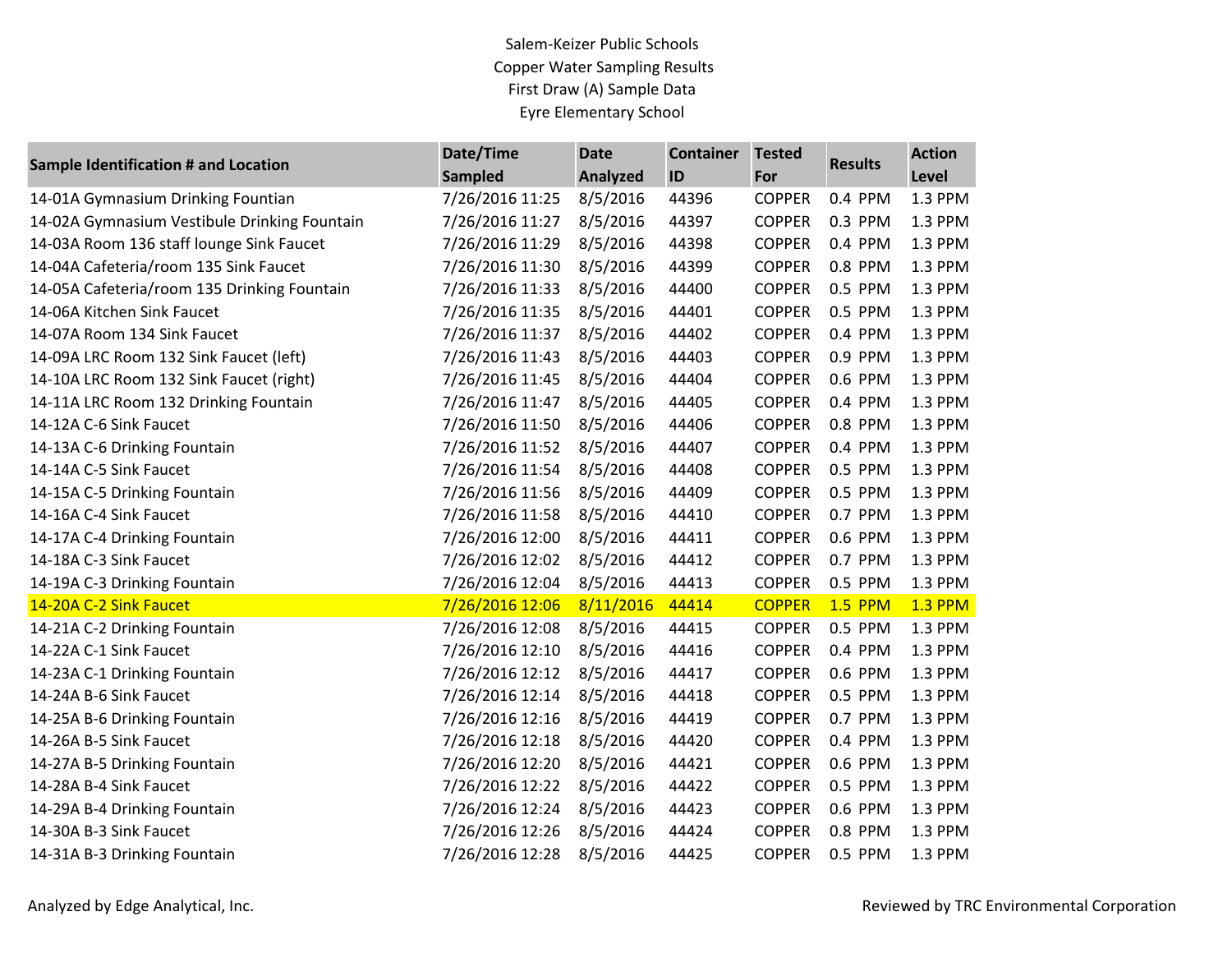Salem-Keizer Public Schools
Copper Water Sampling Results
First Draw (A) Sample Data
Eyre Elementary School

| Sample Identification # and Location | Date/Time Sampled | Date Analyzed | Container ID | Tested For | Results | Action Level |
|---|---|---|---|---|---|---|
| 14-01A Gymnasium Drinking Fountian | 7/26/2016 11:25 | 8/5/2016 | 44396 | COPPER | 0.4 PPM | 1.3 PPM |
| 14-02A Gymnasium Vestibule Drinking Fountain | 7/26/2016 11:27 | 8/5/2016 | 44397 | COPPER | 0.3 PPM | 1.3 PPM |
| 14-03A Room 136 staff lounge Sink Faucet | 7/26/2016 11:29 | 8/5/2016 | 44398 | COPPER | 0.4 PPM | 1.3 PPM |
| 14-04A Cafeteria/room 135 Sink Faucet | 7/26/2016 11:30 | 8/5/2016 | 44399 | COPPER | 0.8 PPM | 1.3 PPM |
| 14-05A Cafeteria/room 135 Drinking Fountain | 7/26/2016 11:33 | 8/5/2016 | 44400 | COPPER | 0.5 PPM | 1.3 PPM |
| 14-06A Kitchen Sink Faucet | 7/26/2016 11:35 | 8/5/2016 | 44401 | COPPER | 0.5 PPM | 1.3 PPM |
| 14-07A Room 134 Sink Faucet | 7/26/2016 11:37 | 8/5/2016 | 44402 | COPPER | 0.4 PPM | 1.3 PPM |
| 14-09A LRC Room 132 Sink Faucet (left) | 7/26/2016 11:43 | 8/5/2016 | 44403 | COPPER | 0.9 PPM | 1.3 PPM |
| 14-10A LRC Room 132 Sink Faucet (right) | 7/26/2016 11:45 | 8/5/2016 | 44404 | COPPER | 0.6 PPM | 1.3 PPM |
| 14-11A LRC Room 132 Drinking Fountain | 7/26/2016 11:47 | 8/5/2016 | 44405 | COPPER | 0.4 PPM | 1.3 PPM |
| 14-12A C-6 Sink Faucet | 7/26/2016 11:50 | 8/5/2016 | 44406 | COPPER | 0.8 PPM | 1.3 PPM |
| 14-13A C-6 Drinking Fountain | 7/26/2016 11:52 | 8/5/2016 | 44407 | COPPER | 0.4 PPM | 1.3 PPM |
| 14-14A C-5 Sink Faucet | 7/26/2016 11:54 | 8/5/2016 | 44408 | COPPER | 0.5 PPM | 1.3 PPM |
| 14-15A C-5 Drinking Fountain | 7/26/2016 11:56 | 8/5/2016 | 44409 | COPPER | 0.5 PPM | 1.3 PPM |
| 14-16A C-4 Sink Faucet | 7/26/2016 11:58 | 8/5/2016 | 44410 | COPPER | 0.7 PPM | 1.3 PPM |
| 14-17A C-4 Drinking Fountain | 7/26/2016 12:00 | 8/5/2016 | 44411 | COPPER | 0.6 PPM | 1.3 PPM |
| 14-18A C-3 Sink Faucet | 7/26/2016 12:02 | 8/5/2016 | 44412 | COPPER | 0.7 PPM | 1.3 PPM |
| 14-19A C-3 Drinking Fountain | 7/26/2016 12:04 | 8/5/2016 | 44413 | COPPER | 0.5 PPM | 1.3 PPM |
| 14-20A C-2 Sink Faucet | 7/26/2016 12:06 | 8/11/2016 | 44414 | COPPER | 1.5 PPM | 1.3 PPM |
| 14-21A C-2 Drinking Fountain | 7/26/2016 12:08 | 8/5/2016 | 44415 | COPPER | 0.5 PPM | 1.3 PPM |
| 14-22A C-1 Sink Faucet | 7/26/2016 12:10 | 8/5/2016 | 44416 | COPPER | 0.4 PPM | 1.3 PPM |
| 14-23A C-1 Drinking Fountain | 7/26/2016 12:12 | 8/5/2016 | 44417 | COPPER | 0.6 PPM | 1.3 PPM |
| 14-24A B-6 Sink Faucet | 7/26/2016 12:14 | 8/5/2016 | 44418 | COPPER | 0.5 PPM | 1.3 PPM |
| 14-25A B-6 Drinking Fountain | 7/26/2016 12:16 | 8/5/2016 | 44419 | COPPER | 0.7 PPM | 1.3 PPM |
| 14-26A B-5 Sink Faucet | 7/26/2016 12:18 | 8/5/2016 | 44420 | COPPER | 0.4 PPM | 1.3 PPM |
| 14-27A B-5 Drinking Fountain | 7/26/2016 12:20 | 8/5/2016 | 44421 | COPPER | 0.6 PPM | 1.3 PPM |
| 14-28A B-4 Sink Faucet | 7/26/2016 12:22 | 8/5/2016 | 44422 | COPPER | 0.5 PPM | 1.3 PPM |
| 14-29A B-4 Drinking Fountain | 7/26/2016 12:24 | 8/5/2016 | 44423 | COPPER | 0.6 PPM | 1.3 PPM |
| 14-30A B-3 Sink Faucet | 7/26/2016 12:26 | 8/5/2016 | 44424 | COPPER | 0.8 PPM | 1.3 PPM |
| 14-31A B-3 Drinking Fountain | 7/26/2016 12:28 | 8/5/2016 | 44425 | COPPER | 0.5 PPM | 1.3 PPM |

Analyzed by Edge Analytical, Inc.

Reviewed by TRC Environmental Corporation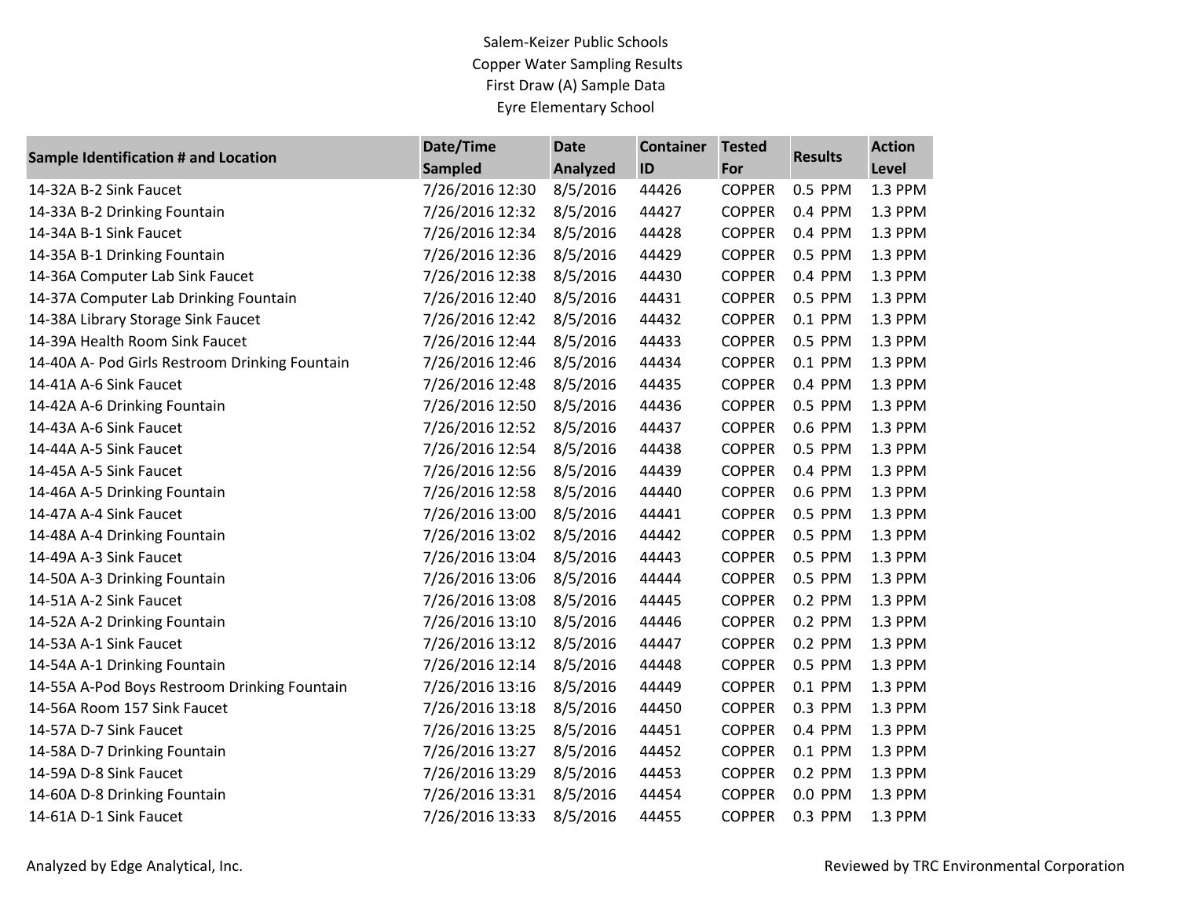Salem-Keizer Public Schools
Copper Water Sampling Results
First Draw (A) Sample Data
Eyre Elementary School

| Sample Identification # and Location | Date/Time Sampled | Date Analyzed | Container ID | Tested For | Results | Action Level |
|---|---|---|---|---|---|---|
| 14-32A B-2 Sink Faucet | 7/26/2016 12:30 | 8/5/2016 | 44426 | COPPER | 0.5 PPM | 1.3 PPM |
| 14-33A B-2 Drinking Fountain | 7/26/2016 12:32 | 8/5/2016 | 44427 | COPPER | 0.4 PPM | 1.3 PPM |
| 14-34A B-1 Sink Faucet | 7/26/2016 12:34 | 8/5/2016 | 44428 | COPPER | 0.4 PPM | 1.3 PPM |
| 14-35A B-1 Drinking Fountain | 7/26/2016 12:36 | 8/5/2016 | 44429 | COPPER | 0.5 PPM | 1.3 PPM |
| 14-36A Computer Lab Sink Faucet | 7/26/2016 12:38 | 8/5/2016 | 44430 | COPPER | 0.4 PPM | 1.3 PPM |
| 14-37A Computer Lab Drinking Fountain | 7/26/2016 12:40 | 8/5/2016 | 44431 | COPPER | 0.5 PPM | 1.3 PPM |
| 14-38A Library Storage Sink Faucet | 7/26/2016 12:42 | 8/5/2016 | 44432 | COPPER | 0.1 PPM | 1.3 PPM |
| 14-39A Health Room Sink Faucet | 7/26/2016 12:44 | 8/5/2016 | 44433 | COPPER | 0.5 PPM | 1.3 PPM |
| 14-40A A- Pod Girls Restroom Drinking Fountain | 7/26/2016 12:46 | 8/5/2016 | 44434 | COPPER | 0.1 PPM | 1.3 PPM |
| 14-41A A-6 Sink Faucet | 7/26/2016 12:48 | 8/5/2016 | 44435 | COPPER | 0.4 PPM | 1.3 PPM |
| 14-42A A-6 Drinking Fountain | 7/26/2016 12:50 | 8/5/2016 | 44436 | COPPER | 0.5 PPM | 1.3 PPM |
| 14-43A A-6 Sink Faucet | 7/26/2016 12:52 | 8/5/2016 | 44437 | COPPER | 0.6 PPM | 1.3 PPM |
| 14-44A A-5 Sink Faucet | 7/26/2016 12:54 | 8/5/2016 | 44438 | COPPER | 0.5 PPM | 1.3 PPM |
| 14-45A A-5 Sink Faucet | 7/26/2016 12:56 | 8/5/2016 | 44439 | COPPER | 0.4 PPM | 1.3 PPM |
| 14-46A A-5 Drinking Fountain | 7/26/2016 12:58 | 8/5/2016 | 44440 | COPPER | 0.6 PPM | 1.3 PPM |
| 14-47A A-4 Sink Faucet | 7/26/2016 13:00 | 8/5/2016 | 44441 | COPPER | 0.5 PPM | 1.3 PPM |
| 14-48A A-4 Drinking Fountain | 7/26/2016 13:02 | 8/5/2016 | 44442 | COPPER | 0.5 PPM | 1.3 PPM |
| 14-49A A-3 Sink Faucet | 7/26/2016 13:04 | 8/5/2016 | 44443 | COPPER | 0.5 PPM | 1.3 PPM |
| 14-50A A-3 Drinking Fountain | 7/26/2016 13:06 | 8/5/2016 | 44444 | COPPER | 0.5 PPM | 1.3 PPM |
| 14-51A A-2 Sink Faucet | 7/26/2016 13:08 | 8/5/2016 | 44445 | COPPER | 0.2 PPM | 1.3 PPM |
| 14-52A A-2 Drinking Fountain | 7/26/2016 13:10 | 8/5/2016 | 44446 | COPPER | 0.2 PPM | 1.3 PPM |
| 14-53A A-1 Sink Faucet | 7/26/2016 13:12 | 8/5/2016 | 44447 | COPPER | 0.2 PPM | 1.3 PPM |
| 14-54A A-1 Drinking Fountain | 7/26/2016 12:14 | 8/5/2016 | 44448 | COPPER | 0.5 PPM | 1.3 PPM |
| 14-55A A-Pod Boys Restroom Drinking Fountain | 7/26/2016 13:16 | 8/5/2016 | 44449 | COPPER | 0.1 PPM | 1.3 PPM |
| 14-56A Room 157 Sink Faucet | 7/26/2016 13:18 | 8/5/2016 | 44450 | COPPER | 0.3 PPM | 1.3 PPM |
| 14-57A D-7 Sink Faucet | 7/26/2016 13:25 | 8/5/2016 | 44451 | COPPER | 0.4 PPM | 1.3 PPM |
| 14-58A D-7 Drinking Fountain | 7/26/2016 13:27 | 8/5/2016 | 44452 | COPPER | 0.1 PPM | 1.3 PPM |
| 14-59A D-8 Sink Faucet | 7/26/2016 13:29 | 8/5/2016 | 44453 | COPPER | 0.2 PPM | 1.3 PPM |
| 14-60A D-8 Drinking Fountain | 7/26/2016 13:31 | 8/5/2016 | 44454 | COPPER | 0.0 PPM | 1.3 PPM |
| 14-61A D-1 Sink Faucet | 7/26/2016 13:33 | 8/5/2016 | 44455 | COPPER | 0.3 PPM | 1.3 PPM |

Analyzed by Edge Analytical, Inc.

Reviewed by TRC Environmental Corporation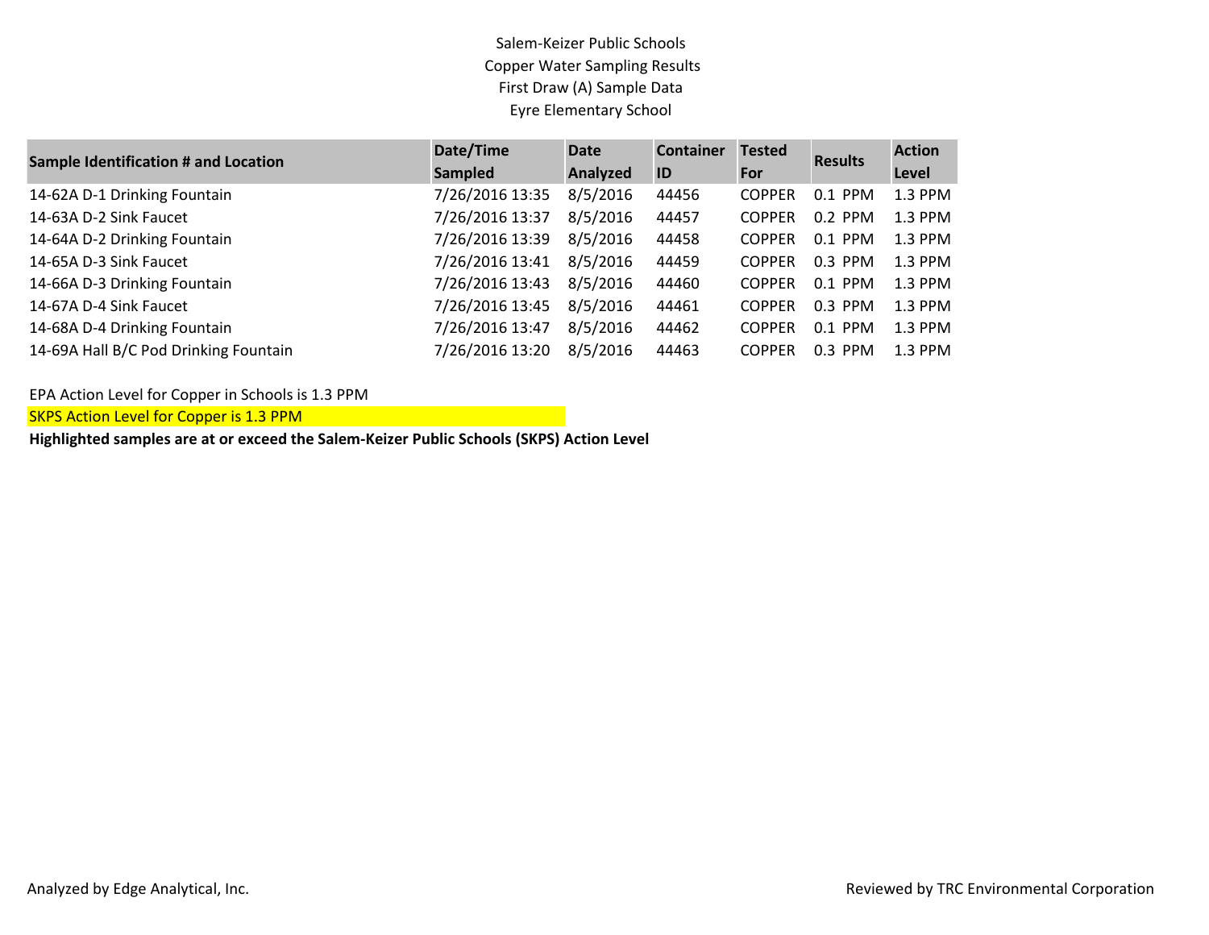Salem-Keizer Public Schools
Copper Water Sampling Results
First Draw (A) Sample Data
Eyre Elementary School

| Sample Identification # and Location | Date/Time Sampled | Date Analyzed | Container ID | Tested For | Results | Action Level |
|---|---|---|---|---|---|---|
| 14-62A D-1 Drinking Fountain | 7/26/2016 13:35 | 8/5/2016 | 44456 | COPPER | 0.1 PPM | 1.3 PPM |
| 14-63A D-2 Sink Faucet | 7/26/2016 13:37 | 8/5/2016 | 44457 | COPPER | 0.2 PPM | 1.3 PPM |
| 14-64A D-2 Drinking Fountain | 7/26/2016 13:39 | 8/5/2016 | 44458 | COPPER | 0.1 PPM | 1.3 PPM |
| 14-65A D-3 Sink Faucet | 7/26/2016 13:41 | 8/5/2016 | 44459 | COPPER | 0.3 PPM | 1.3 PPM |
| 14-66A D-3 Drinking Fountain | 7/26/2016 13:43 | 8/5/2016 | 44460 | COPPER | 0.1 PPM | 1.3 PPM |
| 14-67A D-4 Sink Faucet | 7/26/2016 13:45 | 8/5/2016 | 44461 | COPPER | 0.3 PPM | 1.3 PPM |
| 14-68A D-4 Drinking Fountain | 7/26/2016 13:47 | 8/5/2016 | 44462 | COPPER | 0.1 PPM | 1.3 PPM |
| 14-69A Hall B/C Pod Drinking Fountain | 7/26/2016 13:20 | 8/5/2016 | 44463 | COPPER | 0.3 PPM | 1.3 PPM |

EPA Action Level for Copper in Schools is 1.3 PPM

SKPS Action Level for Copper is 1.3 PPM

**Highlighted samples are at or exceed the Salem-Keizer Public Schools (SKPS) Action Level**

Analyzed by Edge Analytical, Inc.

Reviewed by TRC Environmental Corporation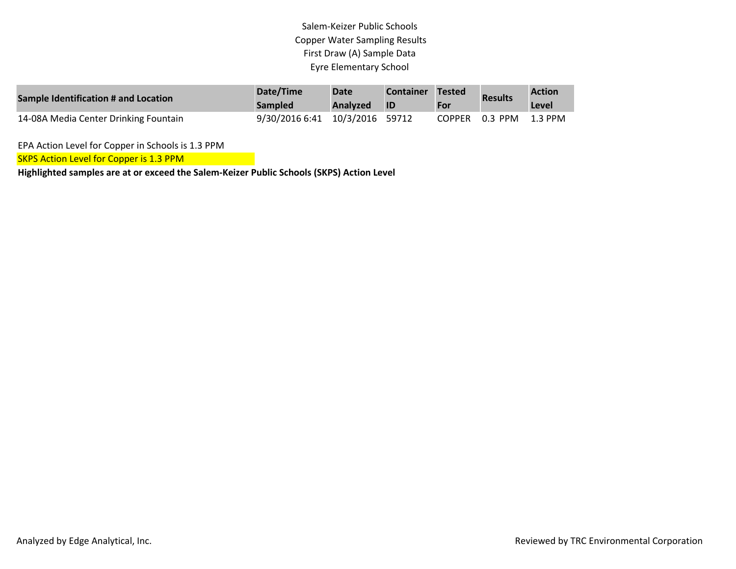Salem-Keizer Public Schools
Copper Water Sampling Results
First Draw (A) Sample Data
Eyre Elementary School

| Sample Identification # and Location | Date/Time Sampled | Date Analyzed | Container ID | Tested For | Results | Action Level |
|---|---|---|---|---|---|---|
| 14-08A Media Center Drinking Fountain | 9/30/2016 6:41 | 10/3/2016 | 59712 | COPPER | 0.3 PPM | 1.3 PPM |

EPA Action Level for Copper in Schools is 1.3 PPM

SKPS Action Level for Copper is 1.3 PPM

**Highlighted samples are at or exceed the Salem-Keizer Public Schools (SKPS) Action Level**

Analyzed by Edge Analytical, Inc.

Reviewed by TRC Environmental Corporation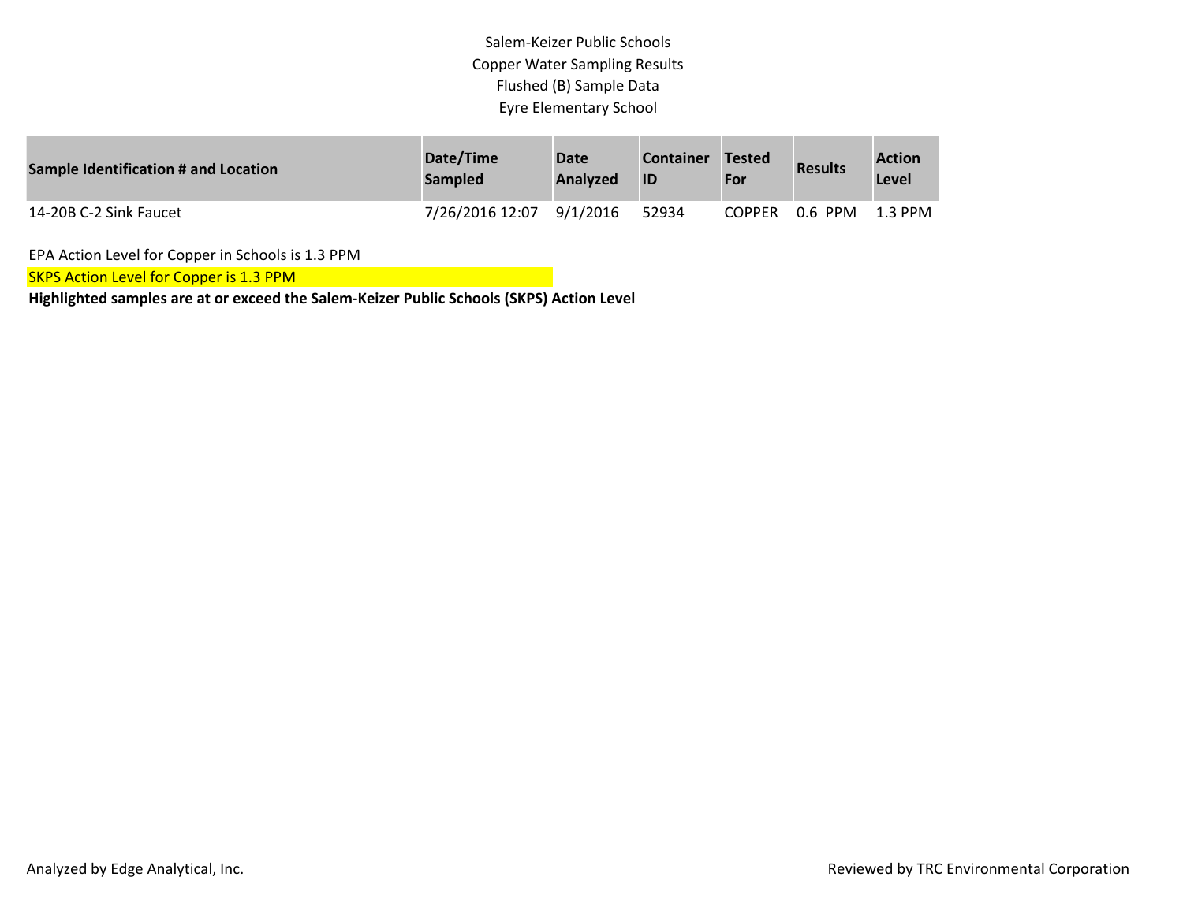# Salem-Keizer Public Schools
## Copper Water Sampling Results
## Flushed (B) Sample Data
## Eyre Elementary School

| Sample Identification # and Location | Date/Time Sampled | Date Analyzed | Container ID | Tested For | Results | Action Level |
|---|---|---|---|---|---|---|
| 14-20B C-2 Sink Faucet | 7/26/2016 12:07 | 9/1/2016 | 52934 | COPPER | 0.6 PPM | 1.3 PPM |

EPA Action Level for Copper in Schools is 1.3 PPM

SKPS Action Level for Copper is 1.3 PPM

**Highlighted samples are at or exceed the Salem-Keizer Public Schools (SKPS) Action Level**

Analyzed by Edge Analytical, Inc.

Reviewed by TRC Environmental Corporation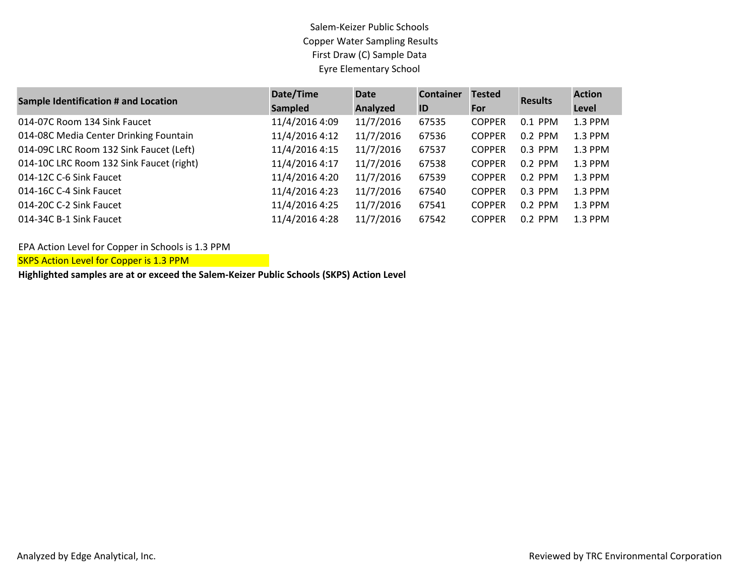Salem-Keizer Public Schools
Copper Water Sampling Results
First Draw (C) Sample Data
Eyre Elementary School

| Sample Identification # and Location | Date/Time Sampled | Date Analyzed | Container ID | Tested For | Results | Action Level |
|---|---|---|---|---|---|---|
| 014-07C Room 134 Sink Faucet | 11/4/2016 4:09 | 11/7/2016 | 67535 | COPPER | 0.1 PPM | 1.3 PPM |
| 014-08C Media Center Drinking Fountain | 11/4/2016 4:12 | 11/7/2016 | 67536 | COPPER | 0.2 PPM | 1.3 PPM |
| 014-09C LRC Room 132 Sink Faucet (Left) | 11/4/2016 4:15 | 11/7/2016 | 67537 | COPPER | 0.3 PPM | 1.3 PPM |
| 014-10C LRC Room 132 Sink Faucet (right) | 11/4/2016 4:17 | 11/7/2016 | 67538 | COPPER | 0.2 PPM | 1.3 PPM |
| 014-12C C-6 Sink Faucet | 11/4/2016 4:20 | 11/7/2016 | 67539 | COPPER | 0.2 PPM | 1.3 PPM |
| 014-16C C-4 Sink Faucet | 11/4/2016 4:23 | 11/7/2016 | 67540 | COPPER | 0.3 PPM | 1.3 PPM |
| 014-20C C-2 Sink Faucet | 11/4/2016 4:25 | 11/7/2016 | 67541 | COPPER | 0.2 PPM | 1.3 PPM |
| 014-34C B-1 Sink Faucet | 11/4/2016 4:28 | 11/7/2016 | 67542 | COPPER | 0.2 PPM | 1.3 PPM |

EPA Action Level for Copper in Schools is 1.3 PPM

SKPS Action Level for Copper is 1.3 PPM

**Highlighted samples are at or exceed the Salem-Keizer Public Schools (SKPS) Action Level**

Analyzed by Edge Analytical, Inc.

Reviewed by TRC Environmental Corporation